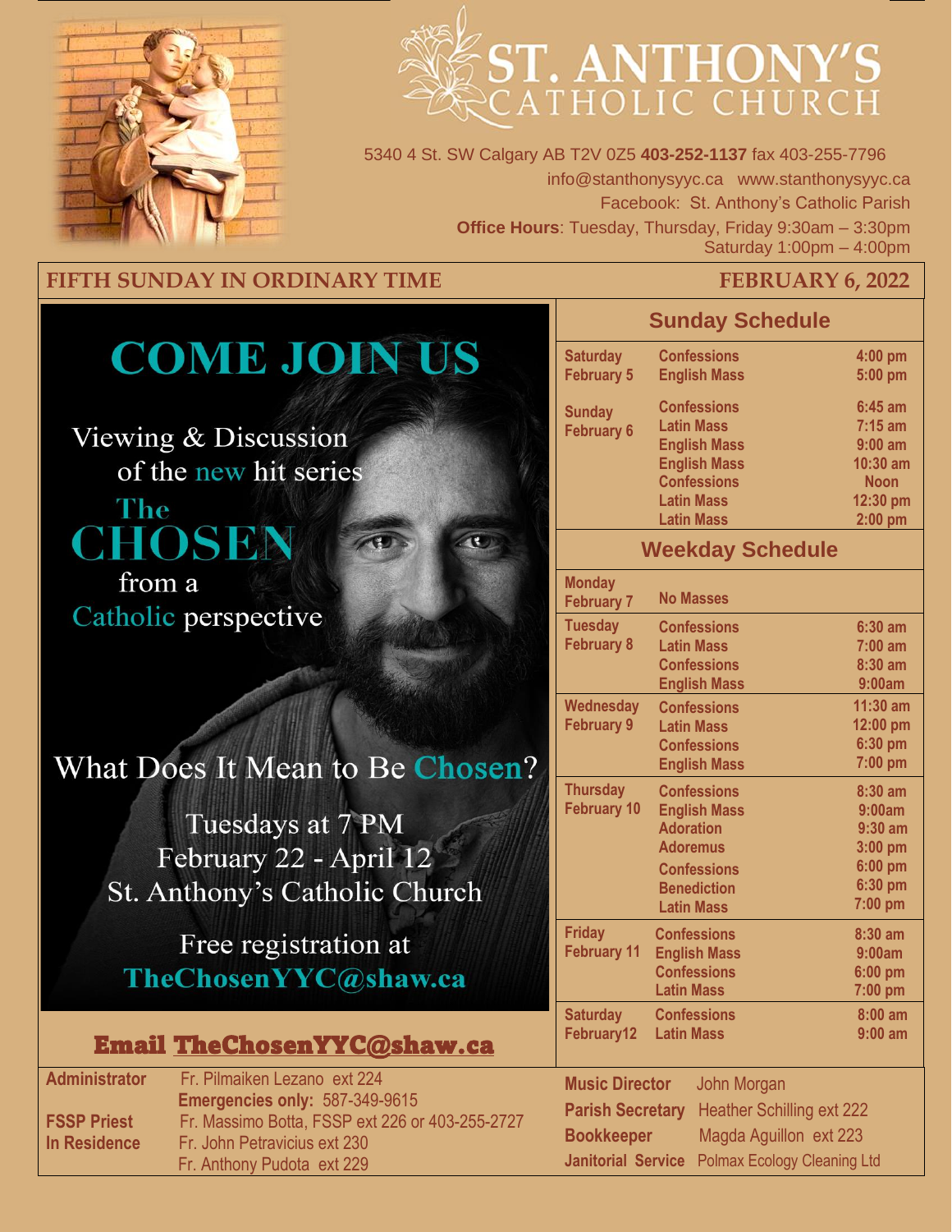# ST. ANTHONY'S CATHOLIC CHURCH

5340 4 St. SW Calgary AB T2V 0Z5 **403-252-1137** fax 403-255-7796
info@stanthonysyyc.ca www.stanthonysyyc.ca
Facebook: St. Anthony's Catholic Parish
**Office Hours**: Tuesday, Thursday, Friday 9:30am – 3:30pm
Saturday 1:00pm – 4:00pm

**FIFTH SUNDAY IN ORDINARY TIME** — **FEBRUARY 6, 2022**

## COME JOIN US

Viewing & Discussion of the new hit series **The CHOSEN** from a Catholic perspective

**What Does It Mean to Be Chosen?**

Tuesdays at 7 PM
February 22 - April 12
St. Anthony's Catholic Church

Free registration at
TheChosenYYC@shaw.ca

**Email TheChosenYYC@shaw.ca**

## Sunday Schedule

| Day | Service | Time |
|---|---|---|
| Saturday February 5 | Confessions | 4:00 pm |
| | English Mass | 5:00 pm |
| Sunday February 6 | Confessions | 6:45 am |
| | Latin Mass | 7:15 am |
| | English Mass | 9:00 am |
| | English Mass | 10:30 am |
| | Confessions | Noon |
| | Latin Mass | 12:30 pm |
| | Latin Mass | 2:00 pm |

## Weekday Schedule

| Day | Service | Time |
|---|---|---|
| Monday February 7 | No Masses | |
| Tuesday February 8 | Confessions | 6:30 am |
| | Latin Mass | 7:00 am |
| | Confessions | 8:30 am |
| | English Mass | 9:00am |
| Wednesday February 9 | Confessions | 11:30 am |
| | Latin Mass | 12:00 pm |
| | Confessions | 6:30 pm |
| | English Mass | 7:00 pm |
| Thursday February 10 | Confessions | 8:30 am |
| | English Mass | 9:00am |
| | Adoration | 9:30 am |
| | Adoremus | 3:00 pm |
| | Confessions | 6:00 pm |
| | Benediction | 6:30 pm |
| | Latin Mass | 7:00 pm |
| Friday February 11 | Confessions | 8:30 am |
| | English Mass | 9:00am |
| | Confessions | 6:00 pm |
| | Latin Mass | 7:00 pm |
| Saturday February12 | Confessions | 8:00 am |
| | Latin Mass | 9:00 am |

**Administrator** Fr. Pilmaiken Lezano ext 224
**Emergencies only:** 587-349-9615
**FSSP Priest** Fr. Massimo Botta, FSSP ext 226 or 403-255-2727
**In Residence** Fr. John Petravicius ext 230
Fr. Anthony Pudota ext 229

**Music Director** John Morgan
**Parish Secretary** Heather Schilling ext 222
**Bookkeeper** Magda Aguillon ext 223
**Janitorial Service** Polmax Ecology Cleaning Ltd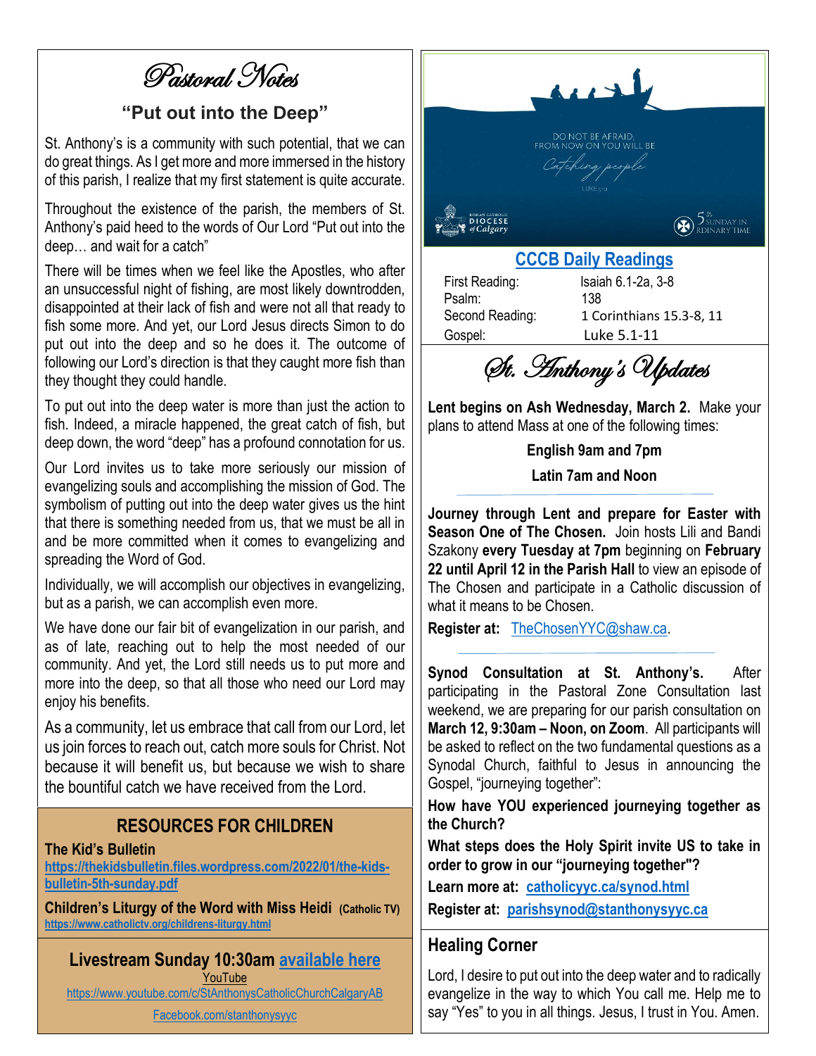# Pastoral Notes

## "Put out into the Deep"

St. Anthony's is a community with such potential, that we can do great things. As I get more and more immersed in the history of this parish, I realize that my first statement is quite accurate.

Throughout the existence of the parish, the members of St. Anthony's paid heed to the words of Our Lord "Put out into the deep… and wait for a catch"

There will be times when we feel like the Apostles, who after an unsuccessful night of fishing, are most likely downtrodden, disappointed at their lack of fish and were not all that ready to fish some more. And yet, our Lord Jesus directs Simon to do put out into the deep and so he does it. The outcome of following our Lord's direction is that they caught more fish than they thought they could handle.

To put out into the deep water is more than just the action to fish. Indeed, a miracle happened, the great catch of fish, but deep down, the word "deep" has a profound connotation for us.

Our Lord invites us to take more seriously our mission of evangelizing souls and accomplishing the mission of God. The symbolism of putting out into the deep water gives us the hint that there is something needed from us, that we must be all in and be more committed when it comes to evangelizing and spreading the Word of God.

Individually, we will accomplish our objectives in evangelizing, but as a parish, we can accomplish even more.

We have done our fair bit of evangelization in our parish, and as of late, reaching out to help the most needed of our community. And yet, the Lord still needs us to put more and more into the deep, so that all those who need our Lord may enjoy his benefits.

As a community, let us embrace that call from our Lord, let us join forces to reach out, catch more souls for Christ. Not because it will benefit us, but because we wish to share the bountiful catch we have received from the Lord.

## RESOURCES FOR CHILDREN

**The Kid's Bulletin**
**https://thekidsbulletin.files.wordpress.com/2022/01/the-kids-bulletin-5th-sunday.pdf**

**Children's Liturgy of the Word with Miss Heidi (Catholic TV)**
**https://www.catholictv.org/childrens-liturgy.html**

## Livestream Sunday 10:30am available here

YouTube
https://www.youtube.com/c/StAnthonysCatholicChurchCalgaryAB
Facebook.com/stanthonysyyc

DO NOT BE AFRAID; FROM NOW ON YOU WILL BE *Catching people* LUKE 5:10

Roman Catholic Diocese of Calgary — 5th Sunday in Ordinary Time

## CCCB Daily Readings

| | |
|---|---|
| First Reading: | Isaiah 6.1-2a, 3-8 |
| Psalm: | 138 |
| Second Reading: | 1 Corinthians 15.3-8, 11 |
| Gospel: | Luke 5.1-11 |

# St. Anthony's Updates

**Lent begins on Ash Wednesday, March 2.** Make your plans to attend Mass at one of the following times:

**English 9am and 7pm**

**Latin 7am and Noon**

**Journey through Lent and prepare for Easter with Season One of The Chosen.** Join hosts Lili and Bandi Szakony **every Tuesday at 7pm** beginning on **February 22 until April 12 in the Parish Hall** to view an episode of The Chosen and participate in a Catholic discussion of what it means to be Chosen.

**Register at:** TheChosenYYC@shaw.ca.

**Synod Consultation at St. Anthony's.** After participating in the Pastoral Zone Consultation last weekend, we are preparing for our parish consultation on **March 12, 9:30am – Noon, on Zoom**. All participants will be asked to reflect on the two fundamental questions as a Synodal Church, faithful to Jesus in announcing the Gospel, "journeying together":

**How have YOU experienced journeying together as the Church?**

**What steps does the Holy Spirit invite US to take in order to grow in our "journeying together"?**

**Learn more at: catholicyyc.ca/synod.html**

**Register at: parishsynod@stanthonysyyc.ca**

## Healing Corner

Lord, I desire to put out into the deep water and to radically evangelize in the way to which You call me. Help me to say "Yes" to you in all things. Jesus, I trust in You. Amen.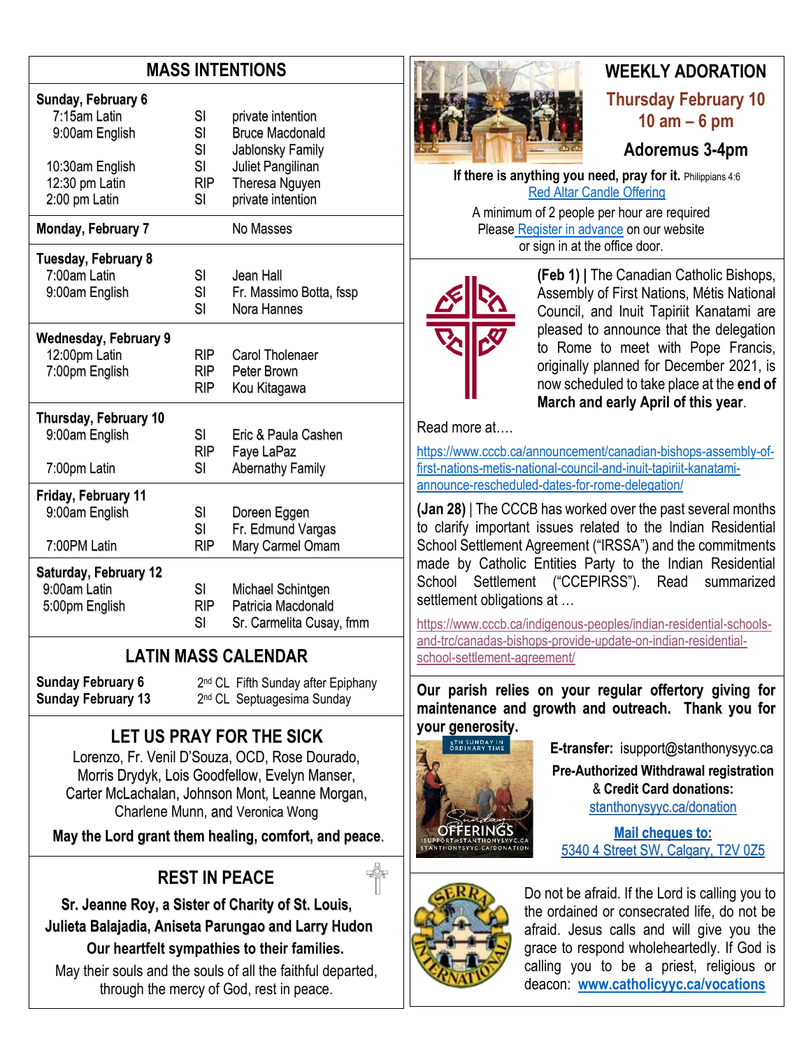## MASS INTENTIONS

| | | |
|---|---|---|
| **Sunday, February 6** | | |
| 7:15am Latin | SI | private intention |
| 9:00am English | SI | Bruce Macdonald |
| | SI | Jablonsky Family |
| 10:30am English | SI | Juliet Pangilinan |
| 12:30 pm Latin | RIP | Theresa Nguyen |
| 2:00 pm Latin | SI | private intention |
| **Monday, February 7** | | No Masses |
| **Tuesday, February 8** | | |
| 7:00am Latin | SI | Jean Hall |
| 9:00am English | SI | Fr. Massimo Botta, fssp |
| | SI | Nora Hannes |
| **Wednesday, February 9** | | |
| 12:00pm Latin | RIP | Carol Tholenaer |
| 7:00pm English | RIP | Peter Brown |
| | RIP | Kou Kitagawa |
| **Thursday, February 10** | | |
| 9:00am English | SI | Eric & Paula Cashen |
| | RIP | Faye LaPaz |
| 7:00pm Latin | SI | Abernathy Family |
| **Friday, February 11** | | |
| 9:00am English | SI | Doreen Eggen |
| | SI | Fr. Edmund Vargas |
| 7:00PM Latin | RIP | Mary Carmel Omam |
| **Saturday, February 12** | | |
| 9:00am Latin | SI | Michael Schintgen |
| 5:00pm English | RIP | Patricia Macdonald |
| | SI | Sr. Carmelita Cusay, fmm |

## LATIN MASS CALENDAR

| | |
|---|---|
| **Sunday February 6** | 2nd CL Fifth Sunday after Epiphany |
| **Sunday February 13** | 2nd CL Septuagesima Sunday |

## LET US PRAY FOR THE SICK

Lorenzo, Fr. Venil D'Souza, OCD, Rose Dourado, Morris Drydyk, Lois Goodfellow, Evelyn Manser, Carter McLachalan, Johnson Mont, Leanne Morgan, Charlene Munn, and Veronica Wong

**May the Lord grant them healing, comfort, and peace.**

## REST IN PEACE

**Sr. Jeanne Roy, a Sister of Charity of St. Louis, Julieta Balajadia, Aniseta Parungao and Larry Hudon**

**Our heartfelt sympathies to their families.**

May their souls and the souls of all the faithful departed, through the mercy of God, rest in peace.

## WEEKLY ADORATION

### Thursday February 10
### 10 am – 6 pm

### Adoremus 3-4pm

**If there is anything you need, pray for it.** Philippians 4:6

Red Altar Candle Offering

A minimum of 2 people per hour are required

Please Register in advance on our website or sign in at the office door.

**(Feb 1) |** The Canadian Catholic Bishops, Assembly of First Nations, Métis National Council, and Inuit Tapiriit Kanatami are pleased to announce that the delegation to Rome to meet with Pope Francis, originally planned for December 2021, is now scheduled to take place at the **end of March and early April of this year**.

Read more at….

https://www.cccb.ca/announcement/canadian-bishops-assembly-of-first-nations-metis-national-council-and-inuit-tapiriit-kanatami-announce-rescheduled-dates-for-rome-delegation/

**(Jan 28)** | The CCCB has worked over the past several months to clarify important issues related to the Indian Residential School Settlement Agreement ("IRSSA") and the commitments made by Catholic Entities Party to the Indian Residential School Settlement ("CCEPIRSS"). Read summarized settlement obligations at …

https://www.cccb.ca/indigenous-peoples/indian-residential-schools-and-trc/canadas-bishops-provide-update-on-indian-residential-school-settlement-agreement/

**Our parish relies on your regular offertory giving for maintenance and growth and outreach. Thank you for your generosity.**

5TH SUNDAY IN ORDINARY TIME — Sunday OFFERINGS — ISUPPORT@STANTHONYSYYC.CA — STANTHONYSYYC.CA/DONATION

**E-transfer:** isupport@stanthonysyyc.ca

**Pre-Authorized Withdrawal registration & Credit Card donations:**
stanthonysyyc.ca/donation

**Mail cheques to:**
5340 4 Street SW, Calgary, T2V 0Z5

Do not be afraid. If the Lord is calling you to the ordained or consecrated life, do not be afraid. Jesus calls and will give you the grace to respond wholeheartedly. If God is calling you to be a priest, religious or deacon: **www.catholicyyc.ca/vocations**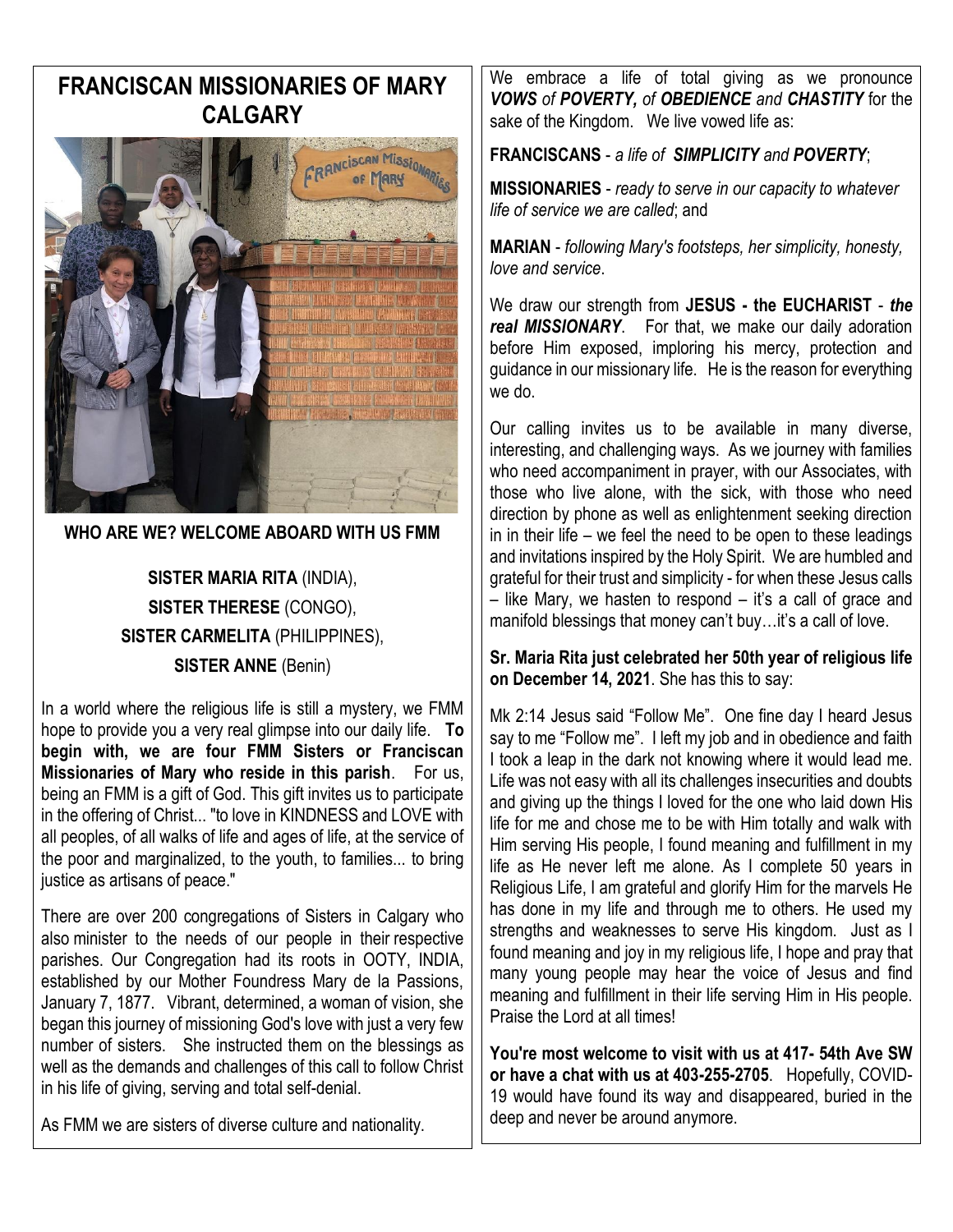# FRANCISCAN MISSIONARIES OF MARY CALGARY

**WHO ARE WE? WELCOME ABOARD WITH US FMM**

**SISTER MARIA RITA** (INDIA),
**SISTER THERESE** (CONGO),
**SISTER CARMELITA** (PHILIPPINES),
**SISTER ANNE** (Benin)

In a world where the religious life is still a mystery, we FMM hope to provide you a very real glimpse into our daily life. **To begin with, we are four FMM Sisters or Franciscan Missionaries of Mary who reside in this parish**. For us, being an FMM is a gift of God. This gift invites us to participate in the offering of Christ... "to love in KINDNESS and LOVE with all peoples, of all walks of life and ages of life, at the service of the poor and marginalized, to the youth, to families... to bring justice as artisans of peace."

There are over 200 congregations of Sisters in Calgary who also minister to the needs of our people in their respective parishes. Our Congregation had its roots in OOTY, INDIA, established by our Mother Foundress Mary de la Passions, January 7, 1877. Vibrant, determined, a woman of vision, she began this journey of missioning God's love with just a very few number of sisters. She instructed them on the blessings as well as the demands and challenges of this call to follow Christ in his life of giving, serving and total self-denial.

As FMM we are sisters of diverse culture and nationality.

We embrace a life of total giving as we pronounce ***VOWS of POVERTY, of OBEDIENCE** and **CHASTITY*** for the sake of the Kingdom. We live vowed life as:

**FRANCISCANS** - *a life of* ***SIMPLICITY*** *and* ***POVERTY***;

**MISSIONARIES** - *ready to serve in our capacity to whatever life of service we are called*; and

**MARIAN** - *following Mary's footsteps, her simplicity, honesty, love and service*.

We draw our strength from **JESUS - the EUCHARIST** - ***the real MISSIONARY***. For that, we make our daily adoration before Him exposed, imploring his mercy, protection and guidance in our missionary life. He is the reason for everything we do.

Our calling invites us to be available in many diverse, interesting, and challenging ways. As we journey with families who need accompaniment in prayer, with our Associates, with those who live alone, with the sick, with those who need direction by phone as well as enlightenment seeking direction in in their life – we feel the need to be open to these leadings and invitations inspired by the Holy Spirit. We are humbled and grateful for their trust and simplicity - for when these Jesus calls – like Mary, we hasten to respond – it's a call of grace and manifold blessings that money can't buy…it's a call of love.

**Sr. Maria Rita just celebrated her 50th year of religious life on December 14, 2021**. She has this to say:

Mk 2:14 Jesus said "Follow Me". One fine day I heard Jesus say to me "Follow me". I left my job and in obedience and faith I took a leap in the dark not knowing where it would lead me. Life was not easy with all its challenges insecurities and doubts and giving up the things I loved for the one who laid down His life for me and chose me to be with Him totally and walk with Him serving His people, I found meaning and fulfillment in my life as He never left me alone. As I complete 50 years in Religious Life, I am grateful and glorify Him for the marvels He has done in my life and through me to others. He used my strengths and weaknesses to serve His kingdom. Just as I found meaning and joy in my religious life, I hope and pray that many young people may hear the voice of Jesus and find meaning and fulfillment in their life serving Him in His people. Praise the Lord at all times!

**You're most welcome to visit with us at 417- 54th Ave SW or have a chat with us at 403-255-2705**. Hopefully, COVID-19 would have found its way and disappeared, buried in the deep and never be around anymore.